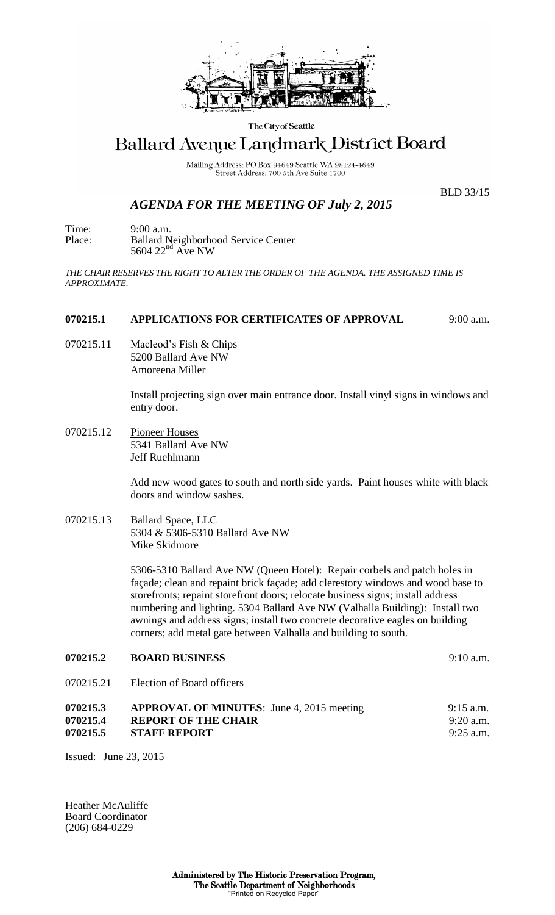The City of Seattle

# Ballard Avenue Landmark District Board

Mailing Address: PO Box 94649 Seattle WA 98124-4649
Street Address: 700 5th Ave Suite 1700

BLD 33/15

## *AGENDA FOR THE MEETING OF July 2, 2015*

Time: 9:00 a.m.
Place: Ballard Neighborhood Service Center
5604 22nd Ave NW

*THE CHAIR RESERVES THE RIGHT TO ALTER THE ORDER OF THE AGENDA. THE ASSIGNED TIME IS APPROXIMATE.*

**070215.1 APPLICATIONS FOR CERTIFICATES OF APPROVAL** 9:00 a.m.

070215.11 Macleod's Fish & Chips
5200 Ballard Ave NW
Amoreena Miller

Install projecting sign over main entrance door. Install vinyl signs in windows and entry door.

070215.12 Pioneer Houses
5341 Ballard Ave NW
Jeff Ruehlmann

Add new wood gates to south and north side yards. Paint houses white with black doors and window sashes.

070215.13 Ballard Space, LLC
5304 & 5306-5310 Ballard Ave NW
Mike Skidmore

5306-5310 Ballard Ave NW (Queen Hotel): Repair corbels and patch holes in façade; clean and repaint brick façade; add clerestory windows and wood base to storefronts; repaint storefront doors; relocate business signs; install address numbering and lighting. 5304 Ballard Ave NW (Valhalla Building): Install two awnings and address signs; install two concrete decorative eagles on building corners; add metal gate between Valhalla and building to south.

**070215.2 BOARD BUSINESS** 9:10 a.m.

070215.21 Election of Board officers

**070215.3 APPROVAL OF MINUTES**: June 4, 2015 meeting 9:15 a.m.
**070215.4 REPORT OF THE CHAIR** 9:20 a.m.
**070215.5 STAFF REPORT** 9:25 a.m.

Issued: June 23, 2015

Heather McAuliffe
Board Coordinator
(206) 684-0229

**Administered by The Historic Preservation Program, The Seattle Department of Neighborhoods**
"Printed on Recycled Paper"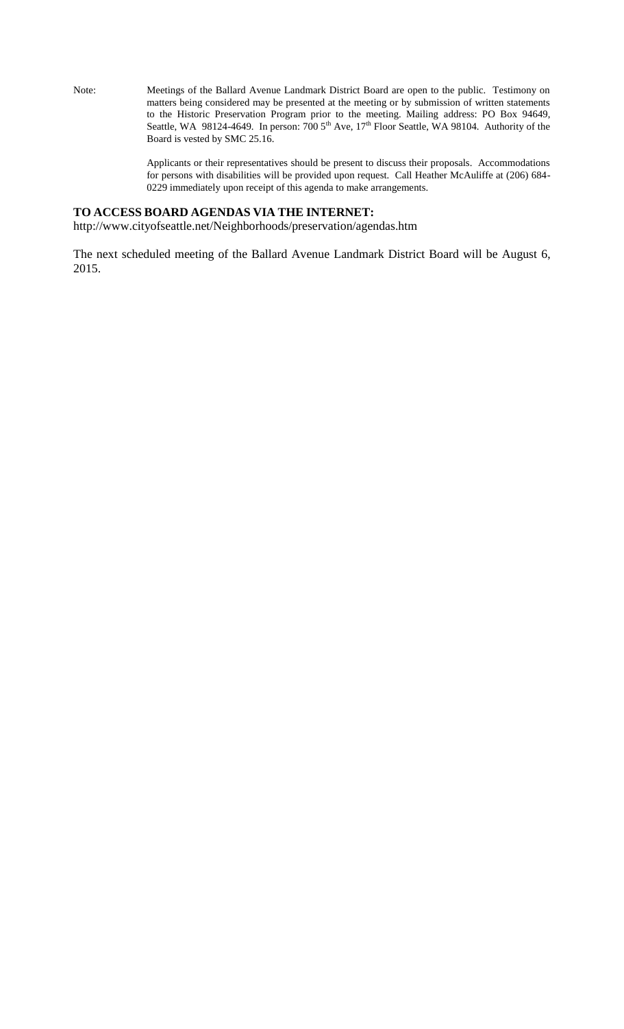Note: Meetings of the Ballard Avenue Landmark District Board are open to the public. Testimony on matters being considered may be presented at the meeting or by submission of written statements to the Historic Preservation Program prior to the meeting. Mailing address: PO Box 94649, Seattle, WA 98124-4649. In person: 700 5th Ave, 17th Floor Seattle, WA 98104. Authority of the Board is vested by SMC 25.16.

Applicants or their representatives should be present to discuss their proposals. Accommodations for persons with disabilities will be provided upon request. Call Heather McAuliffe at (206) 684-0229 immediately upon receipt of this agenda to make arrangements.

**TO ACCESS BOARD AGENDAS VIA THE INTERNET:**
http://www.cityofseattle.net/Neighborhoods/preservation/agendas.htm

The next scheduled meeting of the Ballard Avenue Landmark District Board will be August 6, 2015.